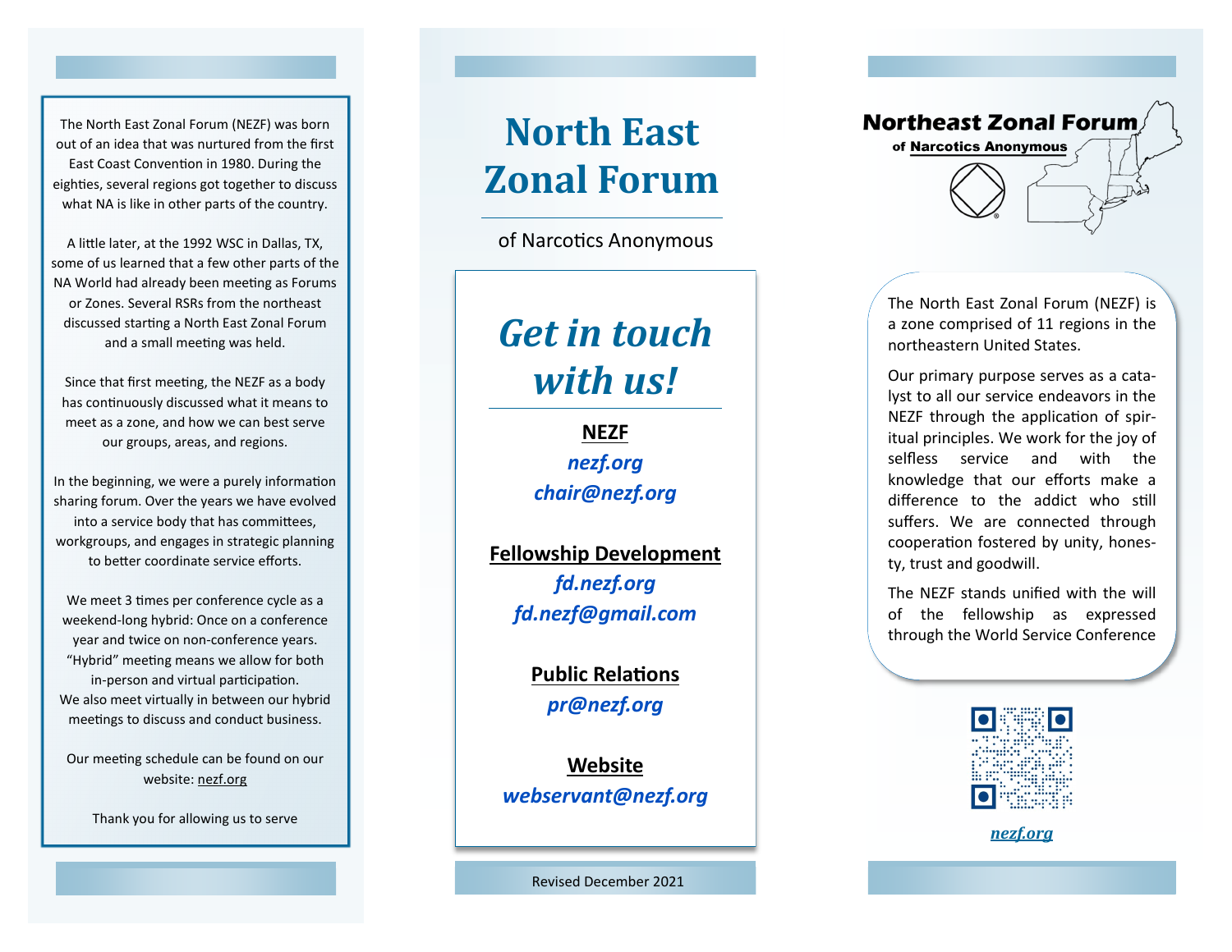The North East Zonal Forum (NEZF) was born out of an idea that was nurtured from the first East Coast Convention in 1980. During the eighties, several regions got together to discuss what NA is like in other parts of the country.

A little later, at the 1992 WSC in Dallas, TX, some of us learned that a few other parts of the NA World had already been meeting as Forums or Zones. Several RSRs from the northeast discussed starting a North East Zonal Forum and a small meeting was held.

Since that first meeting, the NEZF as a body has continuously discussed what it means to meet as a zone, and how we can best serve our groups, areas, and regions.

In the beginning, we were a purely information sharing forum. Over the years we have evolved into a service body that has committees, workgroups, and engages in strategic planning to better coordinate service efforts.

We meet 3 times per conference cycle as a weekend-long hybrid: Once on a conference year and twice on non-conference years. "Hybrid" meeting means we allow for both in-person and virtual participation. We also meet virtually in between our hybrid meetings to discuss and conduct business.

Our meeting schedule can be found on our website: nezf.org

Thank you for allowing us to serve

# North East Zonal Forum

of Narcotics Anonymous

## *Get in touch with us!*

**NEZF**
*nezf.org*
*chair@nezf.org*

**Fellowship Development**
*fd.nezf.org*
*fd.nezf@gmail.com*

**Public Relations**
*pr@nezf.org*

**Website**
*webservant@nezf.org*

Revised December 2021

**Northeast Zonal Forum**
**of Narcotics Anonymous**

The North East Zonal Forum (NEZF) is a zone comprised of 11 regions in the northeastern United States.

Our primary purpose serves as a catalyst to all our service endeavors in the NEZF through the application of spiritual principles. We work for the joy of selfless service and with the knowledge that our efforts make a difference to the addict who still suffers. We are connected through cooperation fostered by unity, honesty, trust and goodwill.

The NEZF stands unified with the will of the fellowship as expressed through the World Service Conference

*nezf.org*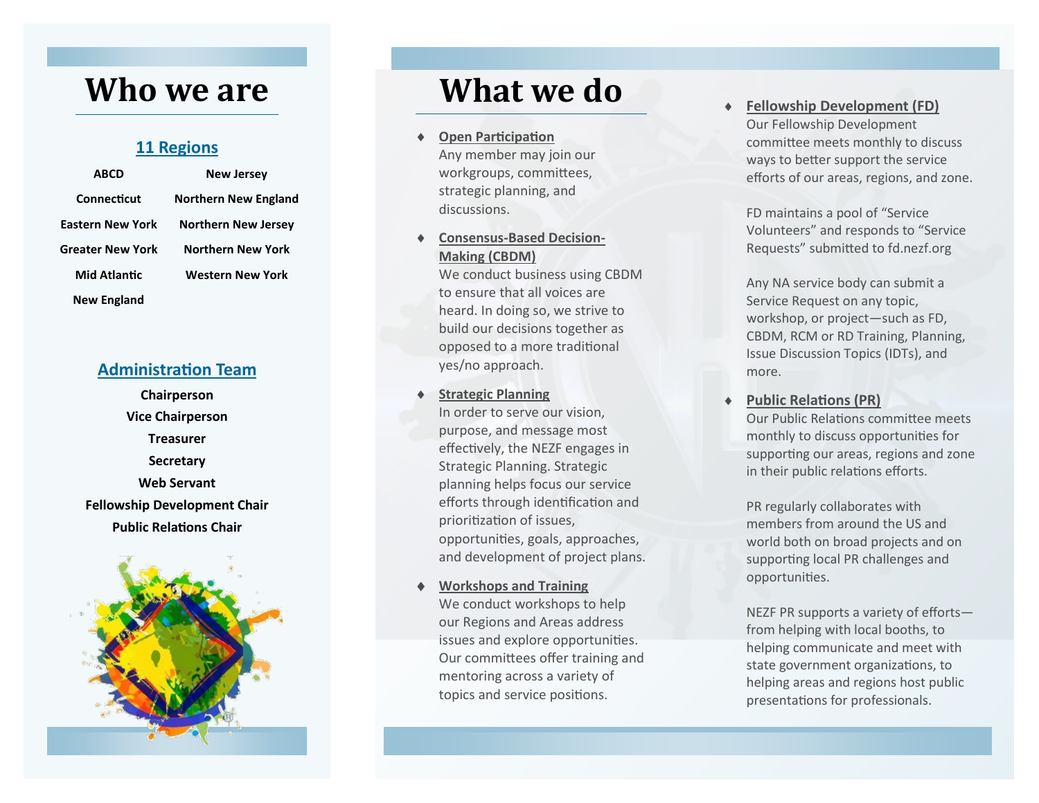# Who we are

## 11 Regions

ABCD
Connecticut
Eastern New York
Greater New York
Mid Atlantic
New England
New Jersey
Northern New England
Northern New Jersey
Northern New York
Western New York

## Administration Team

**Chairperson**
**Vice Chairperson**
**Treasurer**
**Secretary**
**Web Servant**
**Fellowship Development Chair**
**Public Relations Chair**

# What we do

- **Open Participation**
  Any member may join our workgroups, committees, strategic planning, and discussions.

- **Consensus-Based Decision-Making (CBDM)**
  We conduct business using CBDM to ensure that all voices are heard. In doing so, we strive to build our decisions together as opposed to a more traditional yes/no approach.

- **Strategic Planning**
  In order to serve our vision, purpose, and message most effectively, the NEZF engages in Strategic Planning. Strategic planning helps focus our service efforts through identification and prioritization of issues, opportunities, goals, approaches, and development of project plans.

- **Workshops and Training**
  We conduct workshops to help our Regions and Areas address issues and explore opportunities. Our committees offer training and mentoring across a variety of topics and service positions.

- **Fellowship Development (FD)**
  Our Fellowship Development committee meets monthly to discuss ways to better support the service efforts of our areas, regions, and zone.

  FD maintains a pool of "Service Volunteers" and responds to "Service Requests" submitted to fd.nezf.org

  Any NA service body can submit a Service Request on any topic, workshop, or project—such as FD, CBDM, RCM or RD Training, Planning, Issue Discussion Topics (IDTs), and more.

- **Public Relations (PR)**
  Our Public Relations committee meets monthly to discuss opportunities for supporting our areas, regions and zone in their public relations efforts.

  PR regularly collaborates with members from around the US and world both on broad projects and on supporting local PR challenges and opportunities.

  NEZF PR supports a variety of efforts—from helping with local booths, to helping communicate and meet with state government organizations, to helping areas and regions host public presentations for professionals.